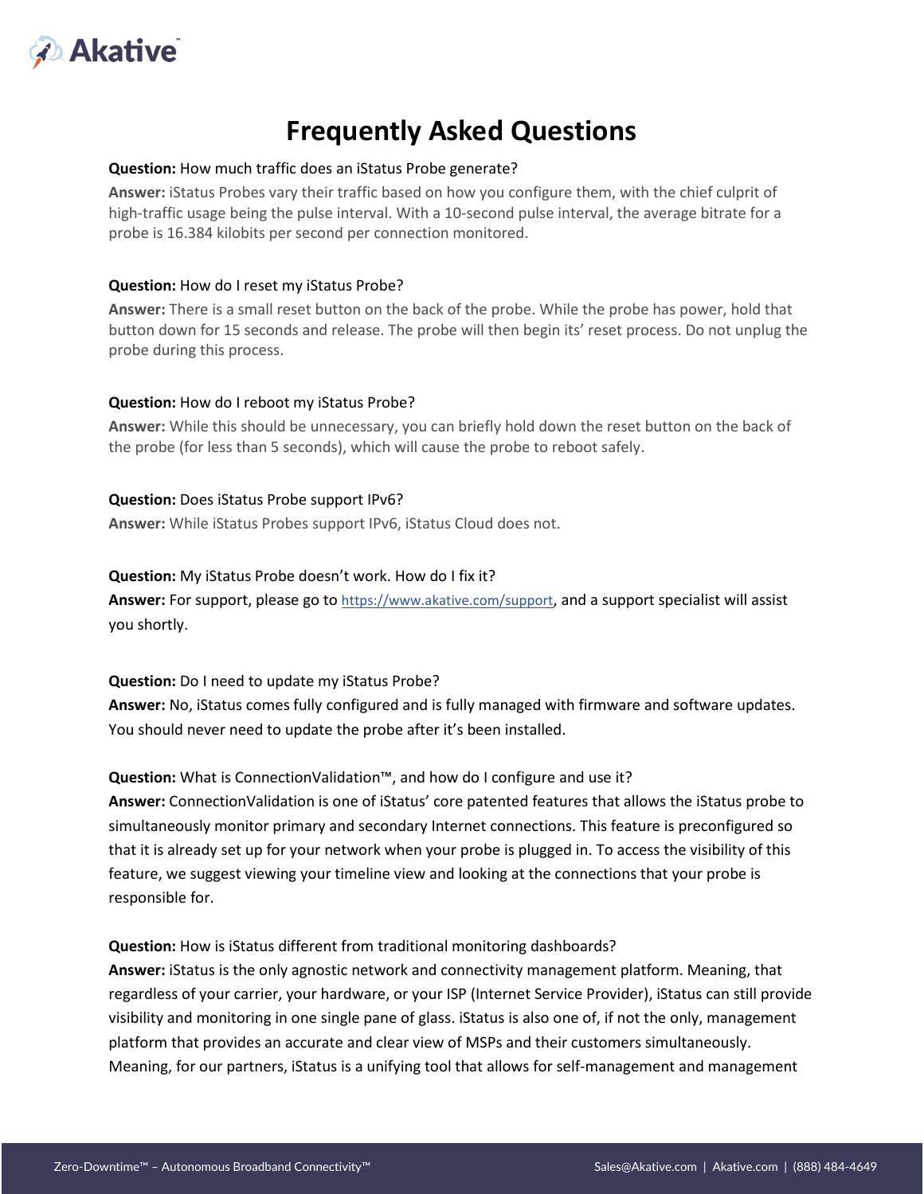# Frequently Asked Questions

**Question:** How much traffic does an iStatus Probe generate?

**Answer:** iStatus Probes vary their traffic based on how you configure them, with the chief culprit of high-traffic usage being the pulse interval. With a 10-second pulse interval, the average bitrate for a probe is 16.384 kilobits per second per connection monitored.

**Question:** How do I reset my iStatus Probe?

**Answer:** There is a small reset button on the back of the probe. While the probe has power, hold that button down for 15 seconds and release. The probe will then begin its' reset process. Do not unplug the probe during this process.

**Question:** How do I reboot my iStatus Probe?

**Answer:** While this should be unnecessary, you can briefly hold down the reset button on the back of the probe (for less than 5 seconds), which will cause the probe to reboot safely.

**Question:** Does iStatus Probe support IPv6?

**Answer:** While iStatus Probes support IPv6, iStatus Cloud does not.

**Question:** My iStatus Probe doesn't work. How do I fix it?

**Answer:** For support, please go to https://www.akative.com/support, and a support specialist will assist you shortly.

**Question:** Do I need to update my iStatus Probe?

**Answer:** No, iStatus comes fully configured and is fully managed with firmware and software updates. You should never need to update the probe after it's been installed.

**Question:** What is ConnectionValidation™, and how do I configure and use it?

**Answer:** ConnectionValidation is one of iStatus' core patented features that allows the iStatus probe to simultaneously monitor primary and secondary Internet connections. This feature is preconfigured so that it is already set up for your network when your probe is plugged in. To access the visibility of this feature, we suggest viewing your timeline view and looking at the connections that your probe is responsible for.

**Question:** How is iStatus different from traditional monitoring dashboards?

**Answer:** iStatus is the only agnostic network and connectivity management platform. Meaning, that regardless of your carrier, your hardware, or your ISP (Internet Service Provider), iStatus can still provide visibility and monitoring in one single pane of glass. iStatus is also one of, if not the only, management platform that provides an accurate and clear view of MSPs and their customers simultaneously. Meaning, for our partners, iStatus is a unifying tool that allows for self-management and management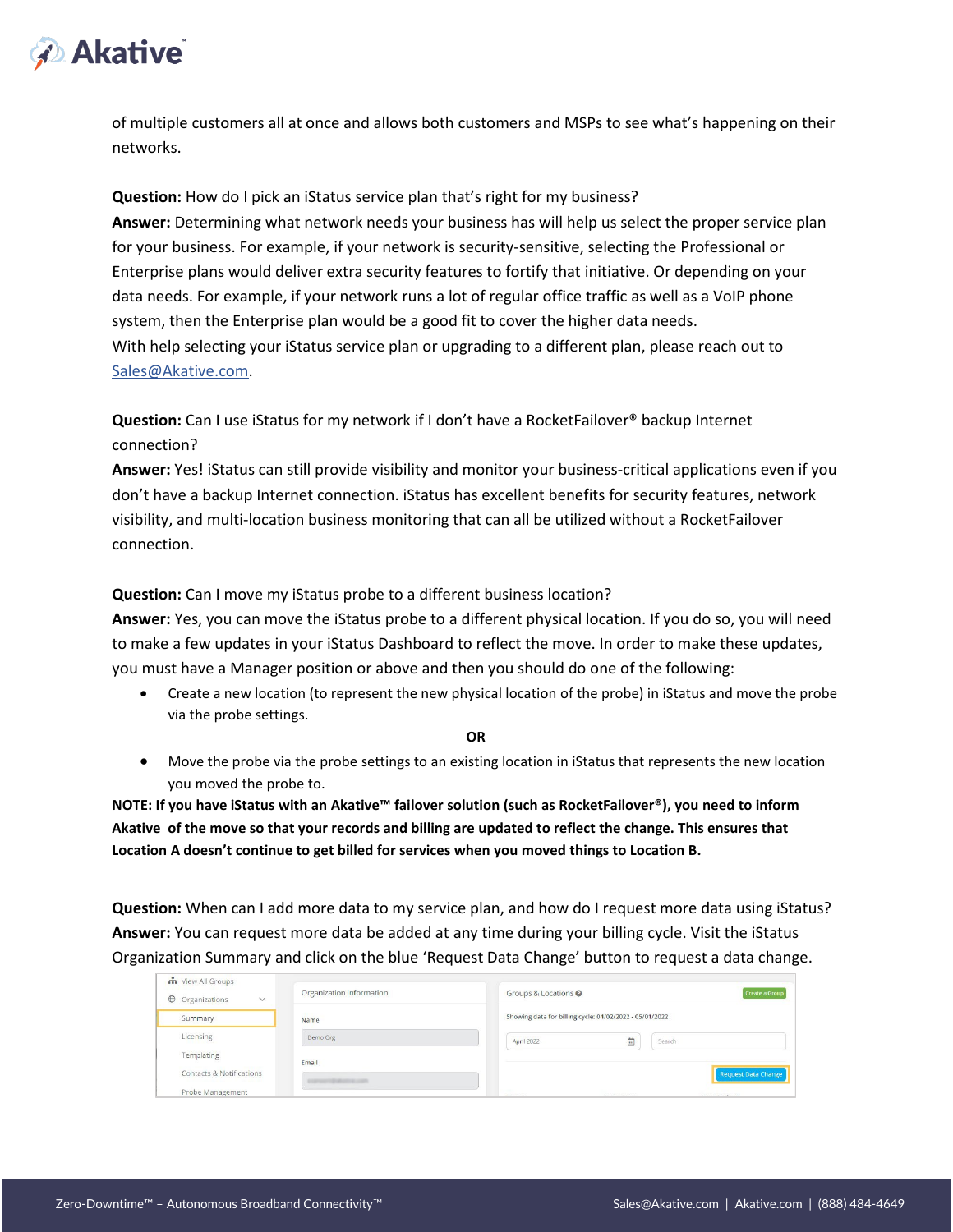of multiple customers all at once and allows both customers and MSPs to see what's happening on their networks.

**Question:** How do I pick an iStatus service plan that's right for my business?
**Answer:** Determining what network needs your business has will help us select the proper service plan for your business. For example, if your network is security-sensitive, selecting the Professional or Enterprise plans would deliver extra security features to fortify that initiative. Or depending on your data needs. For example, if your network runs a lot of regular office traffic as well as a VoIP phone system, then the Enterprise plan would be a good fit to cover the higher data needs.
With help selecting your iStatus service plan or upgrading to a different plan, please reach out to Sales@Akative.com.

**Question:** Can I use iStatus for my network if I don't have a RocketFailover® backup Internet connection?
**Answer:** Yes! iStatus can still provide visibility and monitor your business-critical applications even if you don't have a backup Internet connection. iStatus has excellent benefits for security features, network visibility, and multi-location business monitoring that can all be utilized without a RocketFailover connection.

**Question:** Can I move my iStatus probe to a different business location?
**Answer:** Yes, you can move the iStatus probe to a different physical location. If you do so, you will need to make a few updates in your iStatus Dashboard to reflect the move. In order to make these updates, you must have a Manager position or above and then you should do one of the following:

- Create a new location (to represent the new physical location of the probe) in iStatus and move the probe via the probe settings.

**OR**

- Move the probe via the probe settings to an existing location in iStatus that represents the new location you moved the probe to.

**NOTE: If you have iStatus with an Akative™ failover solution (such as RocketFailover®), you need to inform Akative of the move so that your records and billing are updated to reflect the change. This ensures that Location A doesn't continue to get billed for services when you moved things to Location B.**

**Question:** When can I add more data to my service plan, and how do I request more data using iStatus?
**Answer:** You can request more data be added at any time during your billing cycle. Visit the iStatus Organization Summary and click on the blue 'Request Data Change' button to request a data change.

View All Groups
Organizations
Summary
Licensing
Templating
Contacts & Notifications
Probe Management
Organization Information
Name
Demo Org
Email
Groups & Locations
Create a Group
Showing data for billing cycle: 04/02/2022 - 05/01/2022
April 2022
Search
Request Data Change